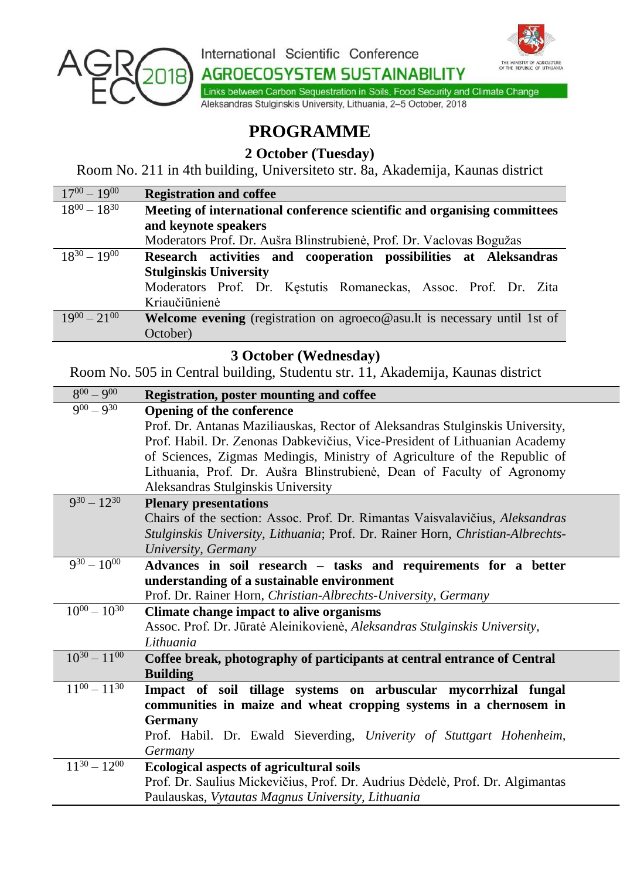International Scientific Conference

**AGROECOSYSTEM SUSTAINABILITY**

Links between Carbon Sequestration in Soils, Food Security and Climate Change

Aleksandras Stulginskis University, Lithuania, 2–5 October, 2018

# PROGRAMME

## 2 October (Tuesday)

Room No. 211 in 4th building, Universiteto str. 8a, Akademija, Kaunas district

| | |
|---|---|
| $17^{00} – 19^{00}$ | **Registration and coffee** |
| $18^{00} – 18^{30}$ | **Meeting of international conference scientific and organising committees and keynote speakers**<br>Moderators Prof. Dr. Aušra Blinstrubienė, Prof. Dr. Vaclovas Bogužas |
| $18^{30} – 19^{00}$ | **Research activities and cooperation possibilities at Aleksandras Stulginskis University**<br>Moderators Prof. Dr. Kęstutis Romaneckas, Assoc. Prof. Dr. Zita Kriaučiūnienė |
| $19^{00} – 21^{00}$ | **Welcome evening** (registration on agroeco@asu.lt is necessary until 1st of October) |

## 3 October (Wednesday)

Room No. 505 in Central building, Studentu str. 11, Akademija, Kaunas district

| | |
|---|---|
| $8^{00} – 9^{00}$ | **Registration, poster mounting and coffee** |
| $9^{00} – 9^{30}$ | **Opening of the conference**<br>Prof. Dr. Antanas Maziliauskas, Rector of Aleksandras Stulginskis University, Prof. Habil. Dr. Zenonas Dabkevičius, Vice-President of Lithuanian Academy of Sciences, Zigmas Medingis, Ministry of Agriculture of the Republic of Lithuania, Prof. Dr. Aušra Blinstrubienė, Dean of Faculty of Agronomy Aleksandras Stulginskis University |
| $9^{30} – 12^{30}$ | **Plenary presentations**<br>Chairs of the section: Assoc. Prof. Dr. Rimantas Vaisvalavičius, *Aleksandras Stulginskis University, Lithuania*; Prof. Dr. Rainer Horn, *Christian-Albrechts-University, Germany* |
| $9^{30} – 10^{00}$ | **Advances in soil research – tasks and requirements for a better understanding of a sustainable environment**<br>Prof. Dr. Rainer Horn, *Christian-Albrechts-University, Germany* |
| $10^{00} – 10^{30}$ | **Climate change impact to alive organisms**<br>Assoc. Prof. Dr. Jūratė Aleinikovienė, *Aleksandras Stulginskis University, Lithuania* |
| $10^{30} – 11^{00}$ | **Coffee break, photography of participants at central entrance of Central Building** |
| $11^{00} – 11^{30}$ | **Impact of soil tillage systems on arbuscular mycorrhizal fungal communities in maize and wheat cropping systems in a chernosem in Germany**<br>Prof. Habil. Dr. Ewald Sieverding, *Univerity of Stuttgart Hohenheim, Germany* |
| $11^{30} – 12^{00}$ | **Ecological aspects of agricultural soils**<br>Prof. Dr. Saulius Mickevičius, Prof. Dr. Audrius Dėdelė, Prof. Dr. Algimantas Paulauskas, *Vytautas Magnus University, Lithuania* |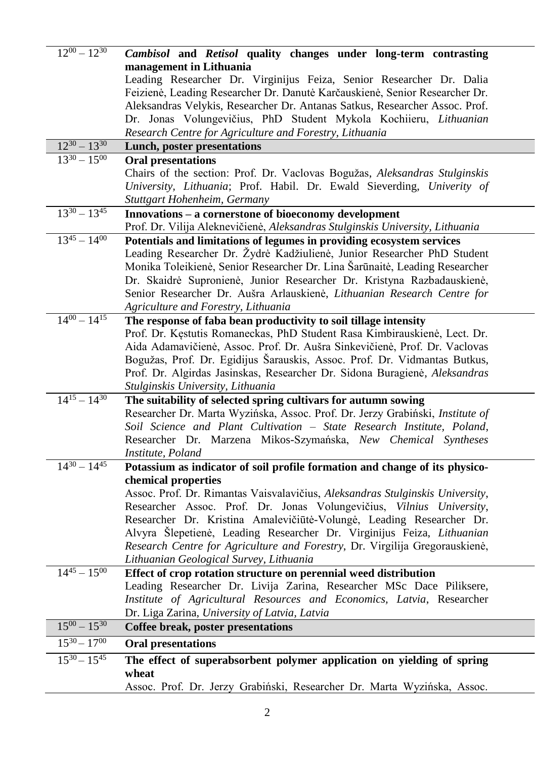| Time | Programme |
|---|---|
| $12^{00} – 12^{30}$ | ***Cambisol* and *Retisol* quality changes under long-term contrasting management in Lithuania**<br>Leading Researcher Dr. Virginijus Feiza, Senior Researcher Dr. Dalia Feizienė, Leading Researcher Dr. Danutė Karčauskienė, Senior Researcher Dr. Aleksandras Velykis, Researcher Dr. Antanas Satkus, Researcher Assoc. Prof. Dr. Jonas Volungevičius, PhD Student Mykola Kochiieru, *Lithuanian Research Centre for Agriculture and Forestry, Lithuania* |
| $12^{30} – 13^{30}$ | **Lunch, poster presentations** |
| $13^{30} – 15^{00}$ | **Oral presentations**<br>Chairs of the section: Prof. Dr. Vaclovas Bogužas, *Aleksandras Stulginskis University, Lithuania*; Prof. Habil. Dr. Ewald Sieverding, *Univerity of Stuttgart Hohenheim, Germany* |
| $13^{30} – 13^{45}$ | **Innovations – a cornerstone of bioeconomy development**<br>Prof. Dr. Vilija Aleknevičienė, *Aleksandras Stulginskis University, Lithuania* |
| $13^{45} – 14^{00}$ | **Potentials and limitations of legumes in providing ecosystem services**<br>Leading Researcher Dr. Žydrė Kadžiulienė, Junior Researcher PhD Student Monika Toleikienė, Senior Researcher Dr. Lina Šarūnaitė, Leading Researcher Dr. Skaidrė Supronienė, Junior Researcher Dr. Kristyna Razbadauskienė, Senior Researcher Dr. Aušra Arlauskienė, *Lithuanian Research Centre for Agriculture and Forestry, Lithuania* |
| $14^{00} – 14^{15}$ | **The response of faba bean productivity to soil tillage intensity**<br>Prof. Dr. Kęstutis Romaneckas, PhD Student Rasa Kimbirauskienė, Lect. Dr. Aida Adamavičienė, Assoc. Prof. Dr. Aušra Sinkevičienė, Prof. Dr. Vaclovas Bogužas, Prof. Dr. Egidijus Šarauskis, Assoc. Prof. Dr. Vidmantas Butkus, Prof. Dr. Algirdas Jasinskas, Researcher Dr. Sidona Buragienė, *Aleksandras Stulginskis University, Lithuania* |
| $14^{15} – 14^{30}$ | **The suitability of selected spring cultivars for autumn sowing**<br>Researcher Dr. Marta Wyzińska, Assoc. Prof. Dr. Jerzy Grabiński, *Institute of Soil Science and Plant Cultivation – State Research Institute, Poland*, Researcher Dr. Marzena Mikos-Szymańska, *New Chemical Syntheses Institute, Poland* |
| $14^{30} – 14^{45}$ | **Potassium as indicator of soil profile formation and change of its physico-chemical properties**<br>Assoc. Prof. Dr. Rimantas Vaisvalavičius, *Aleksandras Stulginskis University*, Researcher Assoc. Prof. Dr. Jonas Volungevičius, *Vilnius University*, Researcher Dr. Kristina Amalevičiūtė-Volungė, Leading Researcher Dr. Alvyra Šlepetienė, Leading Researcher Dr. Virginijus Feiza, *Lithuanian Research Centre for Agriculture and Forestry*, Dr. Virgilija Gregorauskienė, *Lithuanian Geological Survey, Lithuania* |
| $14^{45} – 15^{00}$ | **Effect of crop rotation structure on perennial weed distribution**<br>Leading Researcher Dr. Livija Zarina, Researcher MSc Dace Piliksere, *Institute of Agricultural Resources and Economics, Latvia*, Researcher Dr. Liga Zarina, *University of Latvia, Latvia* |
| $15^{00} – 15^{30}$ | **Coffee break, poster presentations** |
| $15^{30} – 17^{00}$ | **Oral presentations** |
| $15^{30} – 15^{45}$ | **The effect of superabsorbent polymer application on yielding of spring wheat**<br>Assoc. Prof. Dr. Jerzy Grabiński, Researcher Dr. Marta Wyzińska, Assoc. |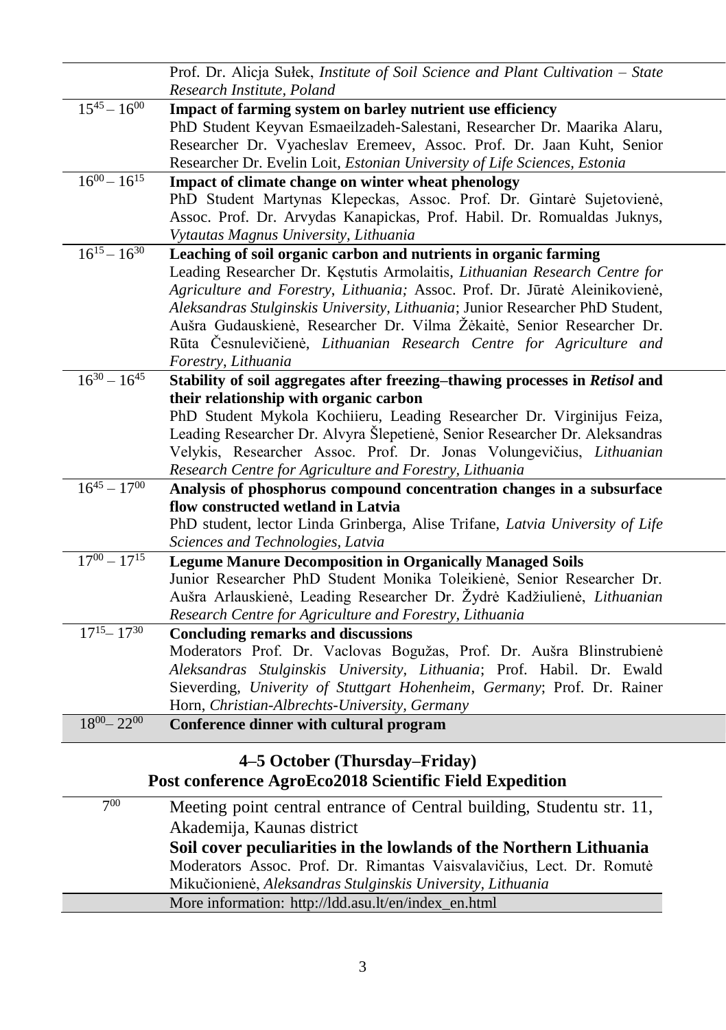| | |
|---|---|
| | Prof. Dr. Alicja Sułek, *Institute of Soil Science and Plant Cultivation – State Research Institute, Poland* |
| $15^{45} – 16^{00}$ | **Impact of farming system on barley nutrient use efficiency**<br>PhD Student Keyvan Esmaeilzadeh-Salestani, Researcher Dr. Maarika Alaru, Researcher Dr. Vyacheslav Eremeev, Assoc. Prof. Dr. Jaan Kuht, Senior Researcher Dr. Evelin Loit, *Estonian University of Life Sciences, Estonia* |
| $16^{00} – 16^{15}$ | **Impact of climate change on winter wheat phenology**<br>PhD Student Martynas Klepeckas, Assoc. Prof. Dr. Gintarė Sujetovienė, Assoc. Prof. Dr. Arvydas Kanapickas, Prof. Habil. Dr. Romualdas Juknys, *Vytautas Magnus University, Lithuania* |
| $16^{15} – 16^{30}$ | **Leaching of soil organic carbon and nutrients in organic farming**<br>Leading Researcher Dr. Kęstutis Armolaitis, *Lithuanian Research Centre for Agriculture and Forestry, Lithuania;* Assoc. Prof. Dr. Jūratė Aleinikovienė, *Aleksandras Stulginskis University, Lithuania*; Junior Researcher PhD Student, Aušra Gudauskienė, Researcher Dr. Vilma Žėkaitė, Senior Researcher Dr. Rūta Česnulevičienė, *Lithuanian Research Centre for Agriculture and Forestry, Lithuania* |
| $16^{30} – 16^{45}$ | **Stability of soil aggregates after freezing–thawing processes in *Retisol* and their relationship with organic carbon**<br>PhD Student Mykola Kochiieru, Leading Researcher Dr. Virginijus Feiza, Leading Researcher Dr. Alvyra Šlepetienė, Senior Researcher Dr. Aleksandras Velykis, Researcher Assoc. Prof. Dr. Jonas Volungevičius, *Lithuanian Research Centre for Agriculture and Forestry, Lithuania* |
| $16^{45} – 17^{00}$ | **Analysis of phosphorus compound concentration changes in a subsurface flow constructed wetland in Latvia**<br>PhD student, lector Linda Grinberga, Alise Trifane, *Latvia University of Life Sciences and Technologies, Latvia* |
| $17^{00} – 17^{15}$ | **Legume Manure Decomposition in Organically Managed Soils**<br>Junior Researcher PhD Student Monika Toleikienė, Senior Researcher Dr. Aušra Arlauskienė, Leading Researcher Dr. Žydrė Kadžiulienė, *Lithuanian Research Centre for Agriculture and Forestry, Lithuania* |
| $17^{15} – 17^{30}$ | **Concluding remarks and discussions**<br>Moderators Prof. Dr. Vaclovas Bogužas, Prof. Dr. Aušra Blinstrubienė *Aleksandras Stulginskis University, Lithuania*; Prof. Habil. Dr. Ewald Sieverding, *Univerity of Stuttgart Hohenheim, Germany*; Prof. Dr. Rainer Horn, *Christian-Albrechts-University, Germany* |
| $18^{00} – 22^{00}$ | **Conference dinner with cultural program** |

## 4–5 October (Thursday–Friday)
## Post conference AgroEco2018 Scientific Field Expedition

| | |
|---|---|
| $7^{00}$ | Meeting point central entrance of Central building, Studentu str. 11, Akademija, Kaunas district<br>**Soil cover peculiarities in the lowlands of the Northern Lithuania**<br>Moderators Assoc. Prof. Dr. Rimantas Vaisvalavičius, Lect. Dr. Romutė Mikučionienė, *Aleksandras Stulginskis University, Lithuania* |
| | More information: http://ldd.asu.lt/en/index_en.html |